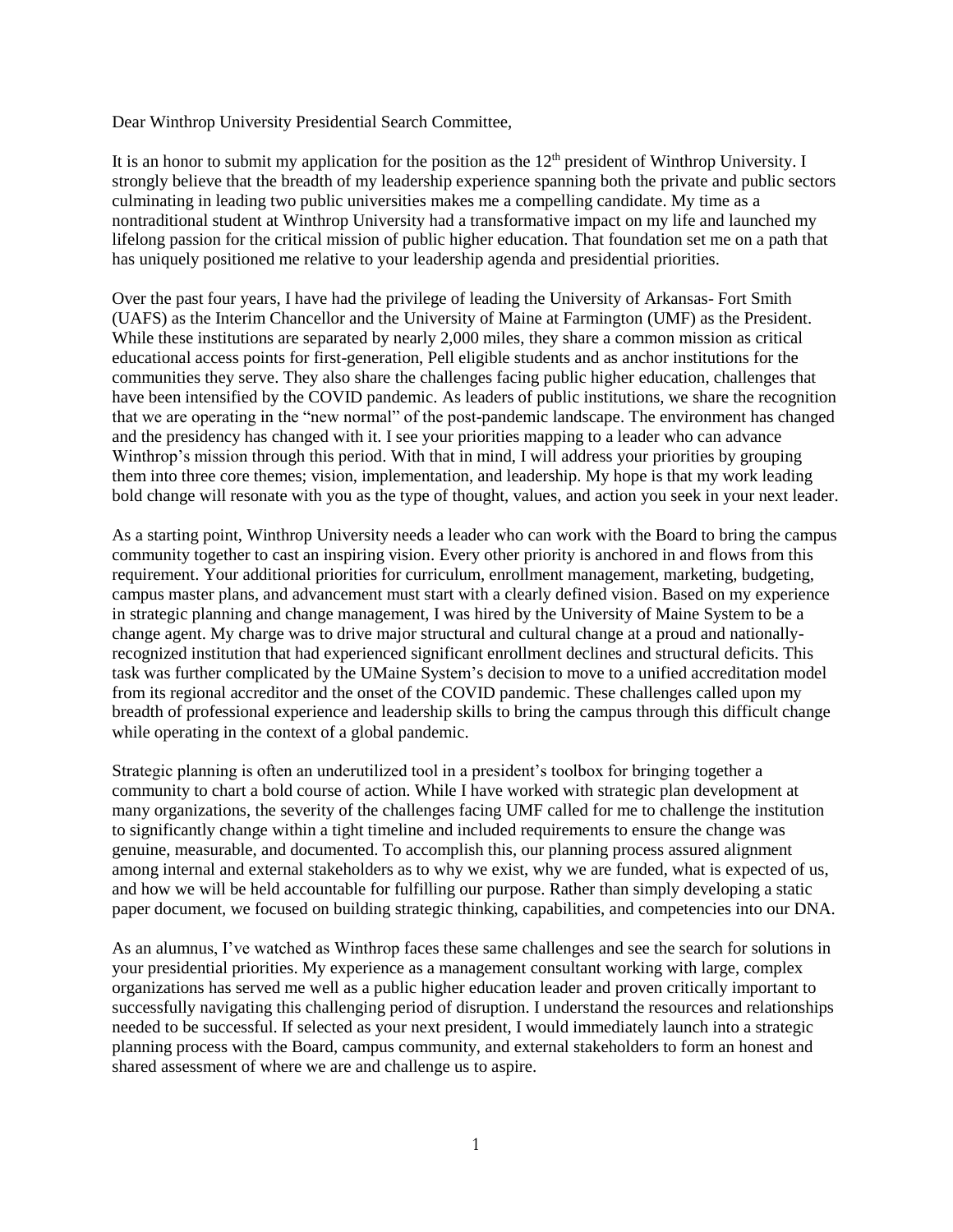Dear Winthrop University Presidential Search Committee,

It is an honor to submit my application for the position as the 12th president of Winthrop University. I strongly believe that the breadth of my leadership experience spanning both the private and public sectors culminating in leading two public universities makes me a compelling candidate. My time as a nontraditional student at Winthrop University had a transformative impact on my life and launched my lifelong passion for the critical mission of public higher education. That foundation set me on a path that has uniquely positioned me relative to your leadership agenda and presidential priorities.

Over the past four years, I have had the privilege of leading the University of Arkansas- Fort Smith (UAFS) as the Interim Chancellor and the University of Maine at Farmington (UMF) as the President. While these institutions are separated by nearly 2,000 miles, they share a common mission as critical educational access points for first-generation, Pell eligible students and as anchor institutions for the communities they serve. They also share the challenges facing public higher education, challenges that have been intensified by the COVID pandemic. As leaders of public institutions, we share the recognition that we are operating in the "new normal" of the post-pandemic landscape. The environment has changed and the presidency has changed with it. I see your priorities mapping to a leader who can advance Winthrop's mission through this period. With that in mind, I will address your priorities by grouping them into three core themes; vision, implementation, and leadership. My hope is that my work leading bold change will resonate with you as the type of thought, values, and action you seek in your next leader.

As a starting point, Winthrop University needs a leader who can work with the Board to bring the campus community together to cast an inspiring vision. Every other priority is anchored in and flows from this requirement. Your additional priorities for curriculum, enrollment management, marketing, budgeting, campus master plans, and advancement must start with a clearly defined vision. Based on my experience in strategic planning and change management, I was hired by the University of Maine System to be a change agent. My charge was to drive major structural and cultural change at a proud and nationally-recognized institution that had experienced significant enrollment declines and structural deficits. This task was further complicated by the UMaine System's decision to move to a unified accreditation model from its regional accreditor and the onset of the COVID pandemic. These challenges called upon my breadth of professional experience and leadership skills to bring the campus through this difficult change while operating in the context of a global pandemic.

Strategic planning is often an underutilized tool in a president's toolbox for bringing together a community to chart a bold course of action. While I have worked with strategic plan development at many organizations, the severity of the challenges facing UMF called for me to challenge the institution to significantly change within a tight timeline and included requirements to ensure the change was genuine, measurable, and documented. To accomplish this, our planning process assured alignment among internal and external stakeholders as to why we exist, why we are funded, what is expected of us, and how we will be held accountable for fulfilling our purpose. Rather than simply developing a static paper document, we focused on building strategic thinking, capabilities, and competencies into our DNA.

As an alumnus, I've watched as Winthrop faces these same challenges and see the search for solutions in your presidential priorities. My experience as a management consultant working with large, complex organizations has served me well as a public higher education leader and proven critically important to successfully navigating this challenging period of disruption. I understand the resources and relationships needed to be successful. If selected as your next president, I would immediately launch into a strategic planning process with the Board, campus community, and external stakeholders to form an honest and shared assessment of where we are and challenge us to aspire.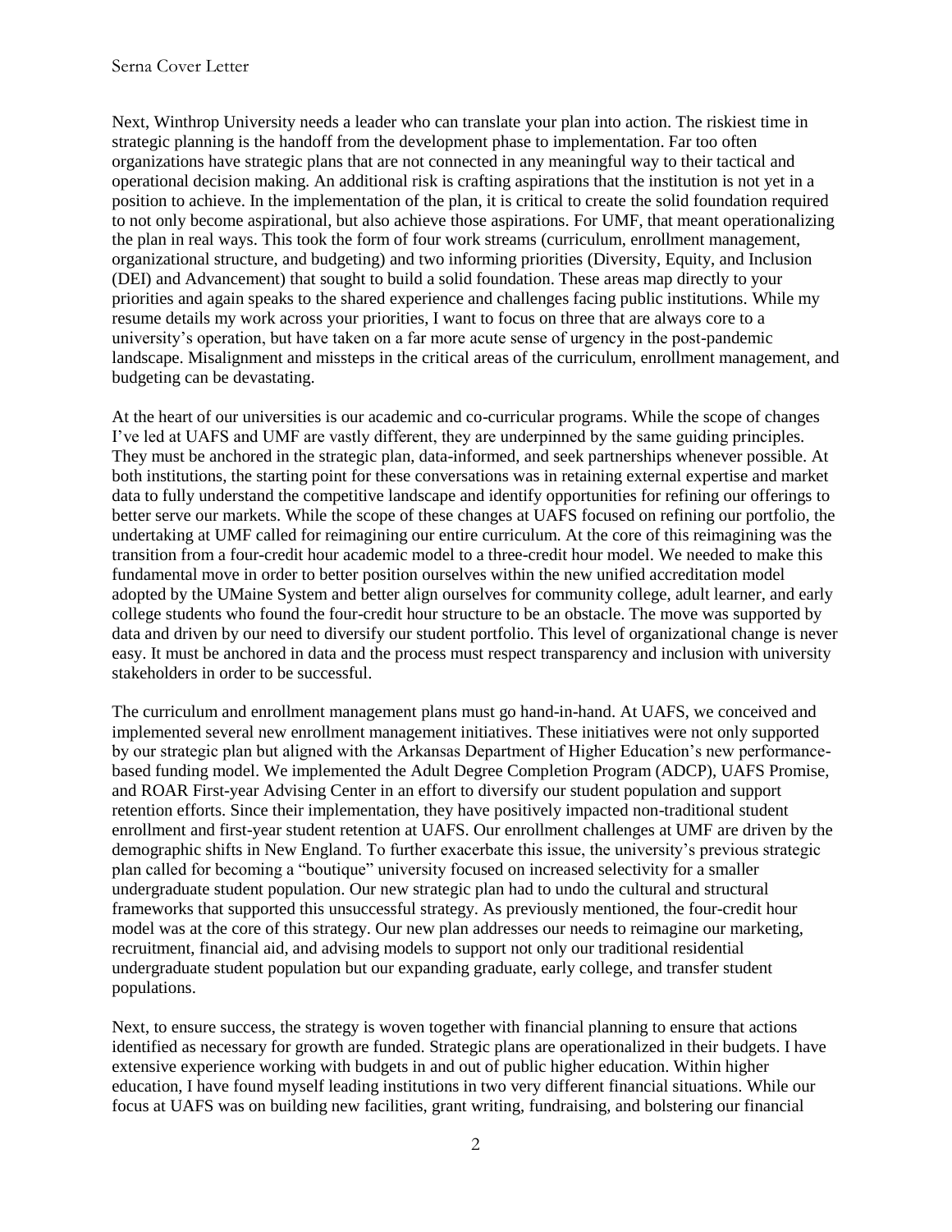Next, Winthrop University needs a leader who can translate your plan into action. The riskiest time in strategic planning is the handoff from the development phase to implementation. Far too often organizations have strategic plans that are not connected in any meaningful way to their tactical and operational decision making. An additional risk is crafting aspirations that the institution is not yet in a position to achieve. In the implementation of the plan, it is critical to create the solid foundation required to not only become aspirational, but also achieve those aspirations. For UMF, that meant operationalizing the plan in real ways. This took the form of four work streams (curriculum, enrollment management, organizational structure, and budgeting) and two informing priorities (Diversity, Equity, and Inclusion (DEI) and Advancement) that sought to build a solid foundation. These areas map directly to your priorities and again speaks to the shared experience and challenges facing public institutions. While my resume details my work across your priorities, I want to focus on three that are always core to a university's operation, but have taken on a far more acute sense of urgency in the post-pandemic landscape. Misalignment and missteps in the critical areas of the curriculum, enrollment management, and budgeting can be devastating.

At the heart of our universities is our academic and co-curricular programs. While the scope of changes I've led at UAFS and UMF are vastly different, they are underpinned by the same guiding principles. They must be anchored in the strategic plan, data-informed, and seek partnerships whenever possible. At both institutions, the starting point for these conversations was in retaining external expertise and market data to fully understand the competitive landscape and identify opportunities for refining our offerings to better serve our markets. While the scope of these changes at UAFS focused on refining our portfolio, the undertaking at UMF called for reimagining our entire curriculum. At the core of this reimagining was the transition from a four-credit hour academic model to a three-credit hour model. We needed to make this fundamental move in order to better position ourselves within the new unified accreditation model adopted by the UMaine System and better align ourselves for community college, adult learner, and early college students who found the four-credit hour structure to be an obstacle. The move was supported by data and driven by our need to diversify our student portfolio. This level of organizational change is never easy. It must be anchored in data and the process must respect transparency and inclusion with university stakeholders in order to be successful.

The curriculum and enrollment management plans must go hand-in-hand. At UAFS, we conceived and implemented several new enrollment management initiatives. These initiatives were not only supported by our strategic plan but aligned with the Arkansas Department of Higher Education's new performance-based funding model. We implemented the Adult Degree Completion Program (ADCP), UAFS Promise, and ROAR First-year Advising Center in an effort to diversify our student population and support retention efforts. Since their implementation, they have positively impacted non-traditional student enrollment and first-year student retention at UAFS. Our enrollment challenges at UMF are driven by the demographic shifts in New England. To further exacerbate this issue, the university's previous strategic plan called for becoming a "boutique" university focused on increased selectivity for a smaller undergraduate student population. Our new strategic plan had to undo the cultural and structural frameworks that supported this unsuccessful strategy. As previously mentioned, the four-credit hour model was at the core of this strategy. Our new plan addresses our needs to reimagine our marketing, recruitment, financial aid, and advising models to support not only our traditional residential undergraduate student population but our expanding graduate, early college, and transfer student populations.

Next, to ensure success, the strategy is woven together with financial planning to ensure that actions identified as necessary for growth are funded. Strategic plans are operationalized in their budgets. I have extensive experience working with budgets in and out of public higher education. Within higher education, I have found myself leading institutions in two very different financial situations. While our focus at UAFS was on building new facilities, grant writing, fundraising, and bolstering our financial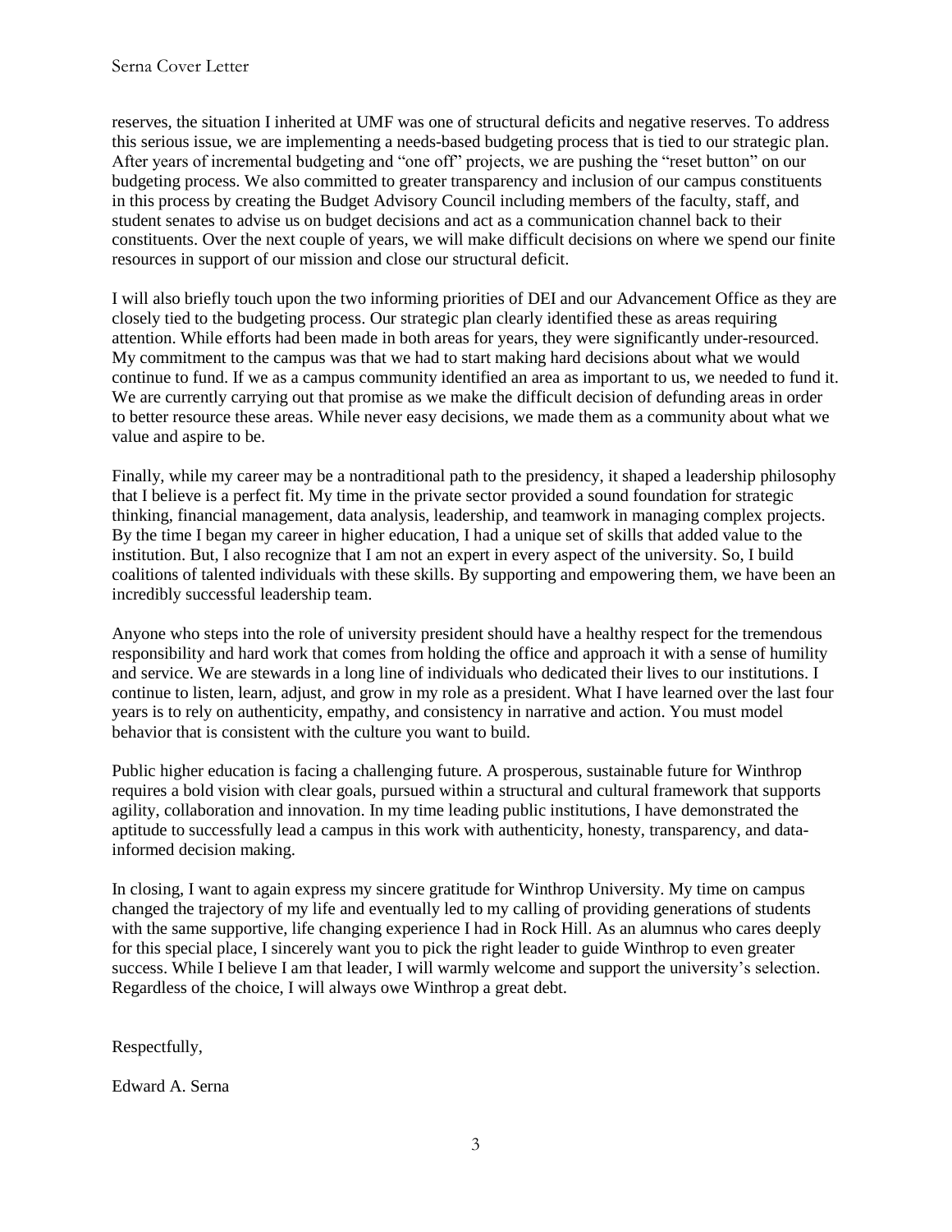reserves, the situation I inherited at UMF was one of structural deficits and negative reserves. To address this serious issue, we are implementing a needs-based budgeting process that is tied to our strategic plan. After years of incremental budgeting and "one off" projects, we are pushing the "reset button" on our budgeting process. We also committed to greater transparency and inclusion of our campus constituents in this process by creating the Budget Advisory Council including members of the faculty, staff, and student senates to advise us on budget decisions and act as a communication channel back to their constituents. Over the next couple of years, we will make difficult decisions on where we spend our finite resources in support of our mission and close our structural deficit.

I will also briefly touch upon the two informing priorities of DEI and our Advancement Office as they are closely tied to the budgeting process. Our strategic plan clearly identified these as areas requiring attention. While efforts had been made in both areas for years, they were significantly under-resourced. My commitment to the campus was that we had to start making hard decisions about what we would continue to fund. If we as a campus community identified an area as important to us, we needed to fund it. We are currently carrying out that promise as we make the difficult decision of defunding areas in order to better resource these areas. While never easy decisions, we made them as a community about what we value and aspire to be.

Finally, while my career may be a nontraditional path to the presidency, it shaped a leadership philosophy that I believe is a perfect fit. My time in the private sector provided a sound foundation for strategic thinking, financial management, data analysis, leadership, and teamwork in managing complex projects. By the time I began my career in higher education, I had a unique set of skills that added value to the institution. But, I also recognize that I am not an expert in every aspect of the university. So, I build coalitions of talented individuals with these skills. By supporting and empowering them, we have been an incredibly successful leadership team.

Anyone who steps into the role of university president should have a healthy respect for the tremendous responsibility and hard work that comes from holding the office and approach it with a sense of humility and service. We are stewards in a long line of individuals who dedicated their lives to our institutions. I continue to listen, learn, adjust, and grow in my role as a president. What I have learned over the last four years is to rely on authenticity, empathy, and consistency in narrative and action. You must model behavior that is consistent with the culture you want to build.

Public higher education is facing a challenging future. A prosperous, sustainable future for Winthrop requires a bold vision with clear goals, pursued within a structural and cultural framework that supports agility, collaboration and innovation. In my time leading public institutions, I have demonstrated the aptitude to successfully lead a campus in this work with authenticity, honesty, transparency, and data-informed decision making.

In closing, I want to again express my sincere gratitude for Winthrop University. My time on campus changed the trajectory of my life and eventually led to my calling of providing generations of students with the same supportive, life changing experience I had in Rock Hill. As an alumnus who cares deeply for this special place, I sincerely want you to pick the right leader to guide Winthrop to even greater success. While I believe I am that leader, I will warmly welcome and support the university's selection. Regardless of the choice, I will always owe Winthrop a great debt.

Respectfully,

Edward A. Serna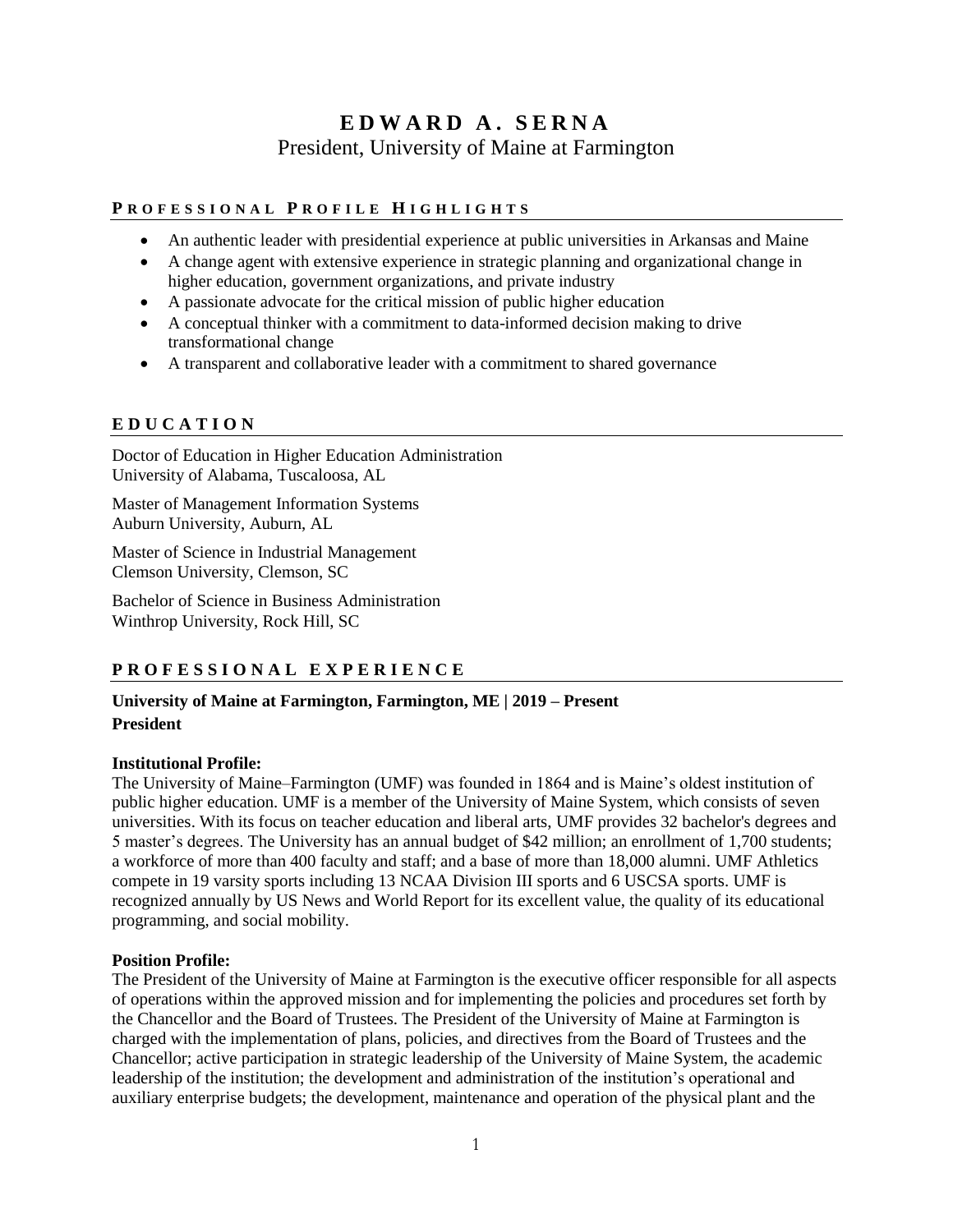# EDWARD A. SERNA

President, University of Maine at Farmington

## PROFESSIONAL PROFILE HIGHLIGHTS

- An authentic leader with presidential experience at public universities in Arkansas and Maine
- A change agent with extensive experience in strategic planning and organizational change in higher education, government organizations, and private industry
- A passionate advocate for the critical mission of public higher education
- A conceptual thinker with a commitment to data-informed decision making to drive transformational change
- A transparent and collaborative leader with a commitment to shared governance

## EDUCATION

Doctor of Education in Higher Education Administration
University of Alabama, Tuscaloosa, AL

Master of Management Information Systems
Auburn University, Auburn, AL

Master of Science in Industrial Management
Clemson University, Clemson, SC

Bachelor of Science in Business Administration
Winthrop University, Rock Hill, SC

## PROFESSIONAL EXPERIENCE

**University of Maine at Farmington, Farmington, ME | 2019 – Present**
**President**

**Institutional Profile:**
The University of Maine–Farmington (UMF) was founded in 1864 and is Maine's oldest institution of public higher education. UMF is a member of the University of Maine System, which consists of seven universities. With its focus on teacher education and liberal arts, UMF provides 32 bachelor's degrees and 5 master's degrees. The University has an annual budget of $42 million; an enrollment of 1,700 students; a workforce of more than 400 faculty and staff; and a base of more than 18,000 alumni. UMF Athletics compete in 19 varsity sports including 13 NCAA Division III sports and 6 USCSA sports. UMF is recognized annually by US News and World Report for its excellent value, the quality of its educational programming, and social mobility.

**Position Profile:**
The President of the University of Maine at Farmington is the executive officer responsible for all aspects of operations within the approved mission and for implementing the policies and procedures set forth by the Chancellor and the Board of Trustees. The President of the University of Maine at Farmington is charged with the implementation of plans, policies, and directives from the Board of Trustees and the Chancellor; active participation in strategic leadership of the University of Maine System, the academic leadership of the institution; the development and administration of the institution's operational and auxiliary enterprise budgets; the development, maintenance and operation of the physical plant and the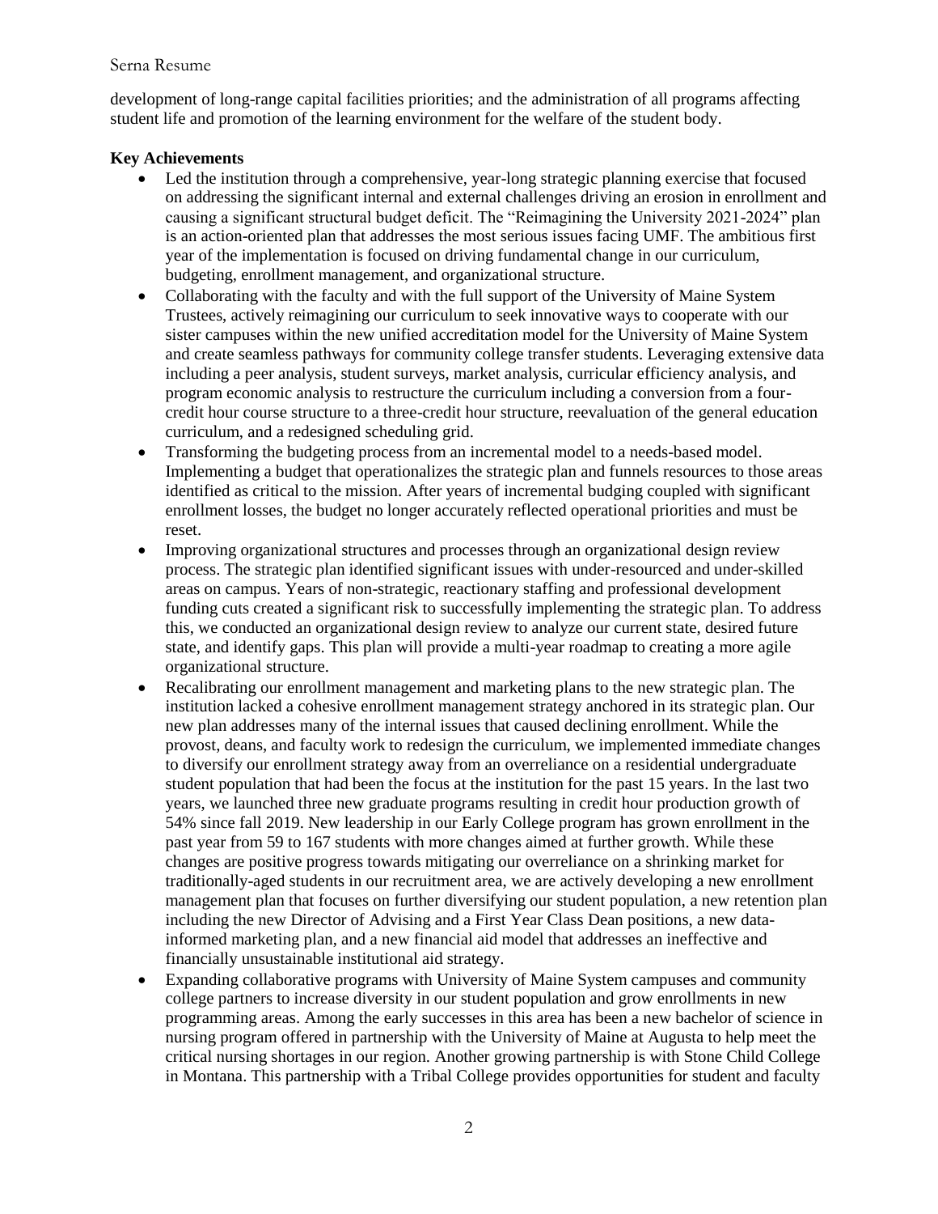development of long-range capital facilities priorities; and the administration of all programs affecting student life and promotion of the learning environment for the welfare of the student body.

**Key Achievements**

- Led the institution through a comprehensive, year-long strategic planning exercise that focused on addressing the significant internal and external challenges driving an erosion in enrollment and causing a significant structural budget deficit. The "Reimagining the University 2021-2024" plan is an action-oriented plan that addresses the most serious issues facing UMF. The ambitious first year of the implementation is focused on driving fundamental change in our curriculum, budgeting, enrollment management, and organizational structure.
- Collaborating with the faculty and with the full support of the University of Maine System Trustees, actively reimagining our curriculum to seek innovative ways to cooperate with our sister campuses within the new unified accreditation model for the University of Maine System and create seamless pathways for community college transfer students. Leveraging extensive data including a peer analysis, student surveys, market analysis, curricular efficiency analysis, and program economic analysis to restructure the curriculum including a conversion from a four-credit hour course structure to a three-credit hour structure, reevaluation of the general education curriculum, and a redesigned scheduling grid.
- Transforming the budgeting process from an incremental model to a needs-based model. Implementing a budget that operationalizes the strategic plan and funnels resources to those areas identified as critical to the mission. After years of incremental budging coupled with significant enrollment losses, the budget no longer accurately reflected operational priorities and must be reset.
- Improving organizational structures and processes through an organizational design review process. The strategic plan identified significant issues with under-resourced and under-skilled areas on campus. Years of non-strategic, reactionary staffing and professional development funding cuts created a significant risk to successfully implementing the strategic plan. To address this, we conducted an organizational design review to analyze our current state, desired future state, and identify gaps. This plan will provide a multi-year roadmap to creating a more agile organizational structure.
- Recalibrating our enrollment management and marketing plans to the new strategic plan. The institution lacked a cohesive enrollment management strategy anchored in its strategic plan. Our new plan addresses many of the internal issues that caused declining enrollment. While the provost, deans, and faculty work to redesign the curriculum, we implemented immediate changes to diversify our enrollment strategy away from an overreliance on a residential undergraduate student population that had been the focus at the institution for the past 15 years. In the last two years, we launched three new graduate programs resulting in credit hour production growth of 54% since fall 2019. New leadership in our Early College program has grown enrollment in the past year from 59 to 167 students with more changes aimed at further growth. While these changes are positive progress towards mitigating our overreliance on a shrinking market for traditionally-aged students in our recruitment area, we are actively developing a new enrollment management plan that focuses on further diversifying our student population, a new retention plan including the new Director of Advising and a First Year Class Dean positions, a new data-informed marketing plan, and a new financial aid model that addresses an ineffective and financially unsustainable institutional aid strategy.
- Expanding collaborative programs with University of Maine System campuses and community college partners to increase diversity in our student population and grow enrollments in new programming areas. Among the early successes in this area has been a new bachelor of science in nursing program offered in partnership with the University of Maine at Augusta to help meet the critical nursing shortages in our region. Another growing partnership is with Stone Child College in Montana. This partnership with a Tribal College provides opportunities for student and faculty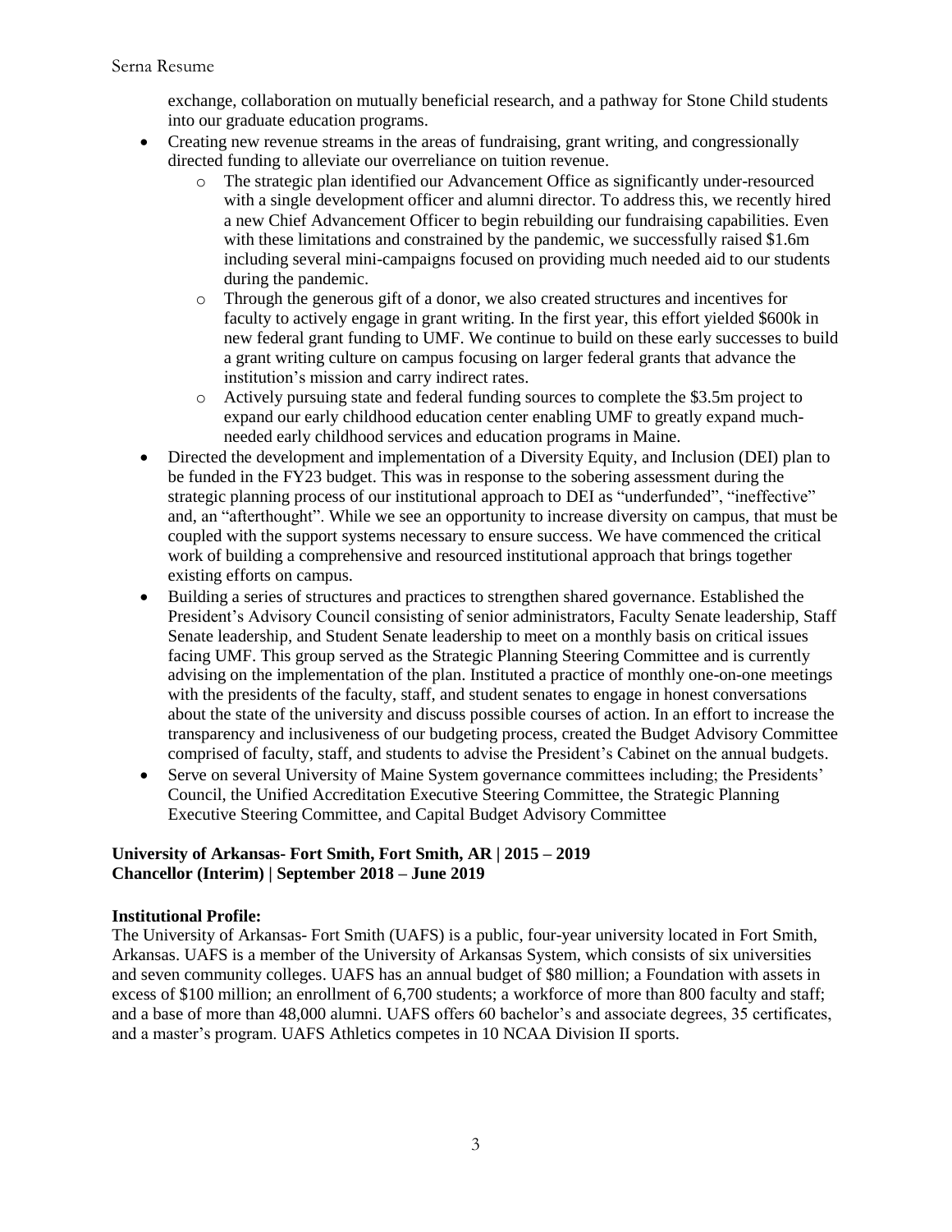exchange, collaboration on mutually beneficial research, and a pathway for Stone Child students into our graduate education programs.

- Creating new revenue streams in the areas of fundraising, grant writing, and congressionally directed funding to alleviate our overreliance on tuition revenue.
  - The strategic plan identified our Advancement Office as significantly under-resourced with a single development officer and alumni director. To address this, we recently hired a new Chief Advancement Officer to begin rebuilding our fundraising capabilities. Even with these limitations and constrained by the pandemic, we successfully raised $1.6m including several mini-campaigns focused on providing much needed aid to our students during the pandemic.
  - Through the generous gift of a donor, we also created structures and incentives for faculty to actively engage in grant writing. In the first year, this effort yielded $600k in new federal grant funding to UMF. We continue to build on these early successes to build a grant writing culture on campus focusing on larger federal grants that advance the institution's mission and carry indirect rates.
  - Actively pursuing state and federal funding sources to complete the $3.5m project to expand our early childhood education center enabling UMF to greatly expand much-needed early childhood services and education programs in Maine.
- Directed the development and implementation of a Diversity Equity, and Inclusion (DEI) plan to be funded in the FY23 budget. This was in response to the sobering assessment during the strategic planning process of our institutional approach to DEI as "underfunded", "ineffective" and, an "afterthought". While we see an opportunity to increase diversity on campus, that must be coupled with the support systems necessary to ensure success. We have commenced the critical work of building a comprehensive and resourced institutional approach that brings together existing efforts on campus.
- Building a series of structures and practices to strengthen shared governance. Established the President's Advisory Council consisting of senior administrators, Faculty Senate leadership, Staff Senate leadership, and Student Senate leadership to meet on a monthly basis on critical issues facing UMF. This group served as the Strategic Planning Steering Committee and is currently advising on the implementation of the plan. Instituted a practice of monthly one-on-one meetings with the presidents of the faculty, staff, and student senates to engage in honest conversations about the state of the university and discuss possible courses of action. In an effort to increase the transparency and inclusiveness of our budgeting process, created the Budget Advisory Committee comprised of faculty, staff, and students to advise the President's Cabinet on the annual budgets.
- Serve on several University of Maine System governance committees including; the Presidents' Council, the Unified Accreditation Executive Steering Committee, the Strategic Planning Executive Steering Committee, and Capital Budget Advisory Committee

**University of Arkansas- Fort Smith, Fort Smith, AR | 2015 – 2019**
**Chancellor (Interim) | September 2018 – June 2019**

**Institutional Profile:**
The University of Arkansas- Fort Smith (UAFS) is a public, four-year university located in Fort Smith, Arkansas. UAFS is a member of the University of Arkansas System, which consists of six universities and seven community colleges. UAFS has an annual budget of $80 million; a Foundation with assets in excess of $100 million; an enrollment of 6,700 students; a workforce of more than 800 faculty and staff; and a base of more than 48,000 alumni. UAFS offers 60 bachelor's and associate degrees, 35 certificates, and a master's program. UAFS Athletics competes in 10 NCAA Division II sports.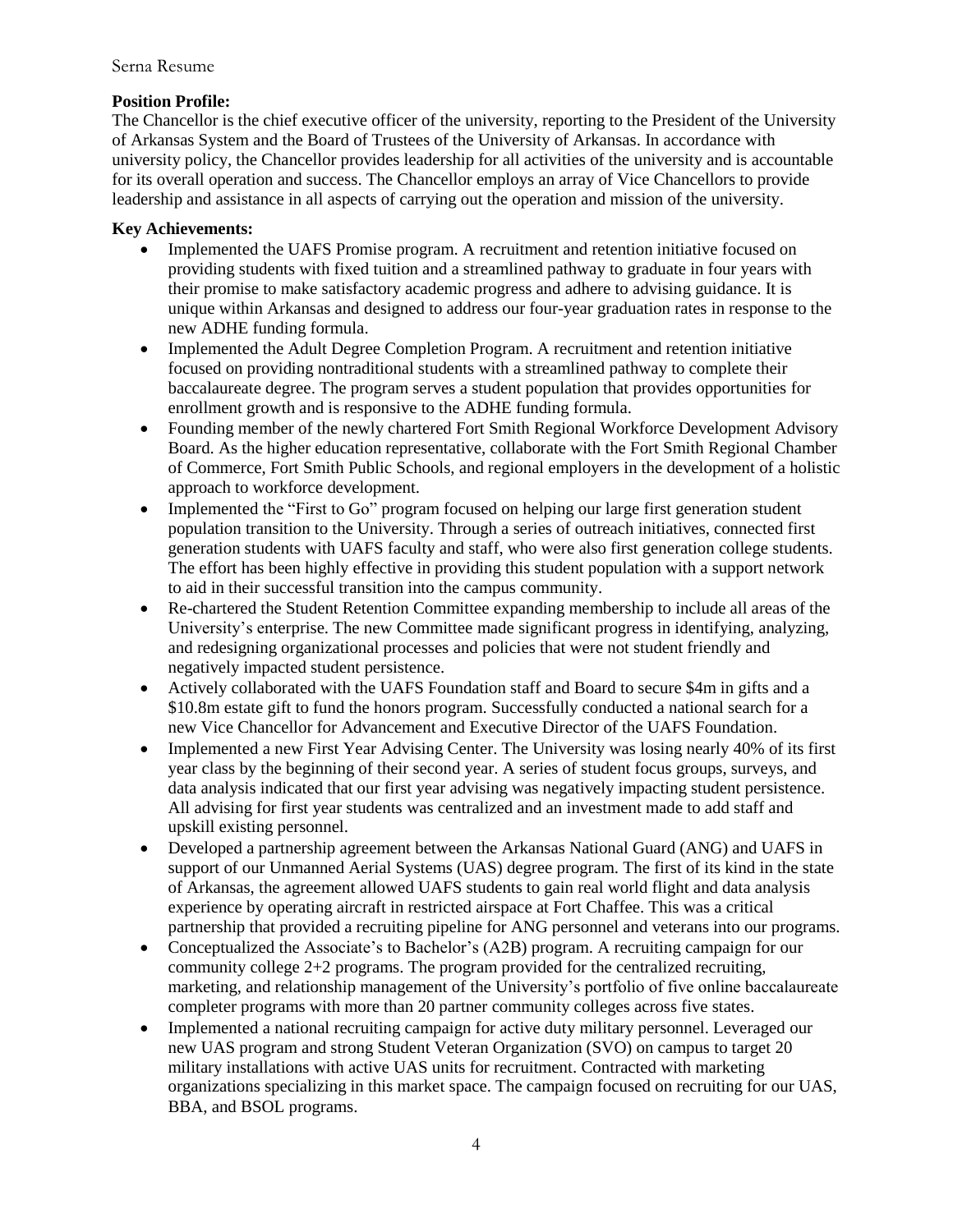**Position Profile:**
The Chancellor is the chief executive officer of the university, reporting to the President of the University of Arkansas System and the Board of Trustees of the University of Arkansas. In accordance with university policy, the Chancellor provides leadership for all activities of the university and is accountable for its overall operation and success. The Chancellor employs an array of Vice Chancellors to provide leadership and assistance in all aspects of carrying out the operation and mission of the university.

**Key Achievements:**

- Implemented the UAFS Promise program. A recruitment and retention initiative focused on providing students with fixed tuition and a streamlined pathway to graduate in four years with their promise to make satisfactory academic progress and adhere to advising guidance. It is unique within Arkansas and designed to address our four-year graduation rates in response to the new ADHE funding formula.
- Implemented the Adult Degree Completion Program. A recruitment and retention initiative focused on providing nontraditional students with a streamlined pathway to complete their baccalaureate degree. The program serves a student population that provides opportunities for enrollment growth and is responsive to the ADHE funding formula.
- Founding member of the newly chartered Fort Smith Regional Workforce Development Advisory Board. As the higher education representative, collaborate with the Fort Smith Regional Chamber of Commerce, Fort Smith Public Schools, and regional employers in the development of a holistic approach to workforce development.
- Implemented the "First to Go" program focused on helping our large first generation student population transition to the University. Through a series of outreach initiatives, connected first generation students with UAFS faculty and staff, who were also first generation college students. The effort has been highly effective in providing this student population with a support network to aid in their successful transition into the campus community.
- Re-chartered the Student Retention Committee expanding membership to include all areas of the University's enterprise. The new Committee made significant progress in identifying, analyzing, and redesigning organizational processes and policies that were not student friendly and negatively impacted student persistence.
- Actively collaborated with the UAFS Foundation staff and Board to secure $4m in gifts and a $10.8m estate gift to fund the honors program. Successfully conducted a national search for a new Vice Chancellor for Advancement and Executive Director of the UAFS Foundation.
- Implemented a new First Year Advising Center. The University was losing nearly 40% of its first year class by the beginning of their second year. A series of student focus groups, surveys, and data analysis indicated that our first year advising was negatively impacting student persistence. All advising for first year students was centralized and an investment made to add staff and upskill existing personnel.
- Developed a partnership agreement between the Arkansas National Guard (ANG) and UAFS in support of our Unmanned Aerial Systems (UAS) degree program. The first of its kind in the state of Arkansas, the agreement allowed UAFS students to gain real world flight and data analysis experience by operating aircraft in restricted airspace at Fort Chaffee. This was a critical partnership that provided a recruiting pipeline for ANG personnel and veterans into our programs.
- Conceptualized the Associate's to Bachelor's (A2B) program. A recruiting campaign for our community college 2+2 programs. The program provided for the centralized recruiting, marketing, and relationship management of the University's portfolio of five online baccalaureate completer programs with more than 20 partner community colleges across five states.
- Implemented a national recruiting campaign for active duty military personnel. Leveraged our new UAS program and strong Student Veteran Organization (SVO) on campus to target 20 military installations with active UAS units for recruitment. Contracted with marketing organizations specializing in this market space. The campaign focused on recruiting for our UAS, BBA, and BSOL programs.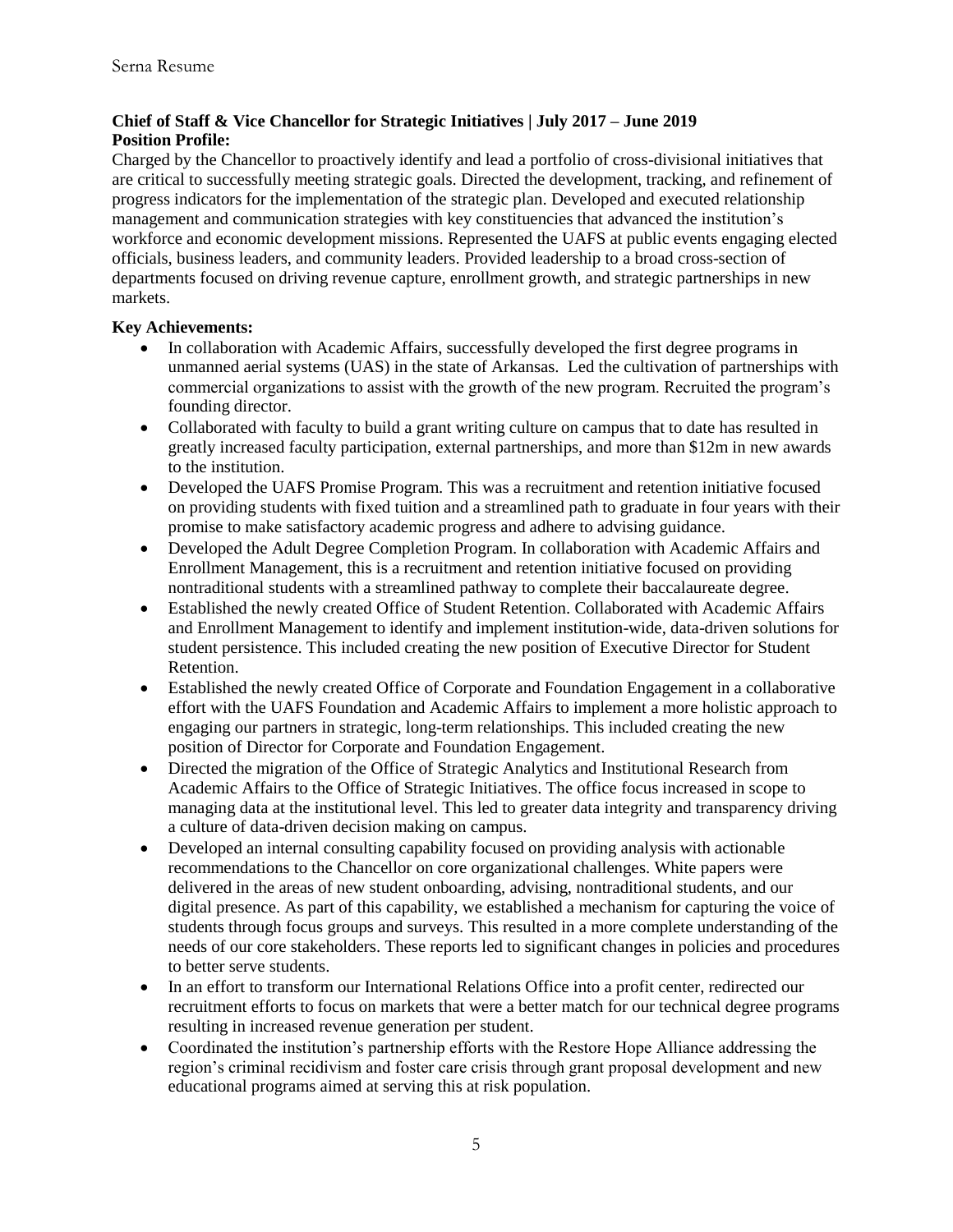**Chief of Staff & Vice Chancellor for Strategic Initiatives | July 2017 – June 2019**
**Position Profile:**

Charged by the Chancellor to proactively identify and lead a portfolio of cross-divisional initiatives that are critical to successfully meeting strategic goals. Directed the development, tracking, and refinement of progress indicators for the implementation of the strategic plan. Developed and executed relationship management and communication strategies with key constituencies that advanced the institution's workforce and economic development missions. Represented the UAFS at public events engaging elected officials, business leaders, and community leaders. Provided leadership to a broad cross-section of departments focused on driving revenue capture, enrollment growth, and strategic partnerships in new markets.

**Key Achievements:**

- In collaboration with Academic Affairs, successfully developed the first degree programs in unmanned aerial systems (UAS) in the state of Arkansas. Led the cultivation of partnerships with commercial organizations to assist with the growth of the new program. Recruited the program's founding director.
- Collaborated with faculty to build a grant writing culture on campus that to date has resulted in greatly increased faculty participation, external partnerships, and more than $12m in new awards to the institution.
- Developed the UAFS Promise Program. This was a recruitment and retention initiative focused on providing students with fixed tuition and a streamlined path to graduate in four years with their promise to make satisfactory academic progress and adhere to advising guidance.
- Developed the Adult Degree Completion Program. In collaboration with Academic Affairs and Enrollment Management, this is a recruitment and retention initiative focused on providing nontraditional students with a streamlined pathway to complete their baccalaureate degree.
- Established the newly created Office of Student Retention. Collaborated with Academic Affairs and Enrollment Management to identify and implement institution-wide, data-driven solutions for student persistence. This included creating the new position of Executive Director for Student Retention.
- Established the newly created Office of Corporate and Foundation Engagement in a collaborative effort with the UAFS Foundation and Academic Affairs to implement a more holistic approach to engaging our partners in strategic, long-term relationships. This included creating the new position of Director for Corporate and Foundation Engagement.
- Directed the migration of the Office of Strategic Analytics and Institutional Research from Academic Affairs to the Office of Strategic Initiatives. The office focus increased in scope to managing data at the institutional level. This led to greater data integrity and transparency driving a culture of data-driven decision making on campus.
- Developed an internal consulting capability focused on providing analysis with actionable recommendations to the Chancellor on core organizational challenges. White papers were delivered in the areas of new student onboarding, advising, nontraditional students, and our digital presence. As part of this capability, we established a mechanism for capturing the voice of students through focus groups and surveys. This resulted in a more complete understanding of the needs of our core stakeholders. These reports led to significant changes in policies and procedures to better serve students.
- In an effort to transform our International Relations Office into a profit center, redirected our recruitment efforts to focus on markets that were a better match for our technical degree programs resulting in increased revenue generation per student.
- Coordinated the institution's partnership efforts with the Restore Hope Alliance addressing the region's criminal recidivism and foster care crisis through grant proposal development and new educational programs aimed at serving this at risk population.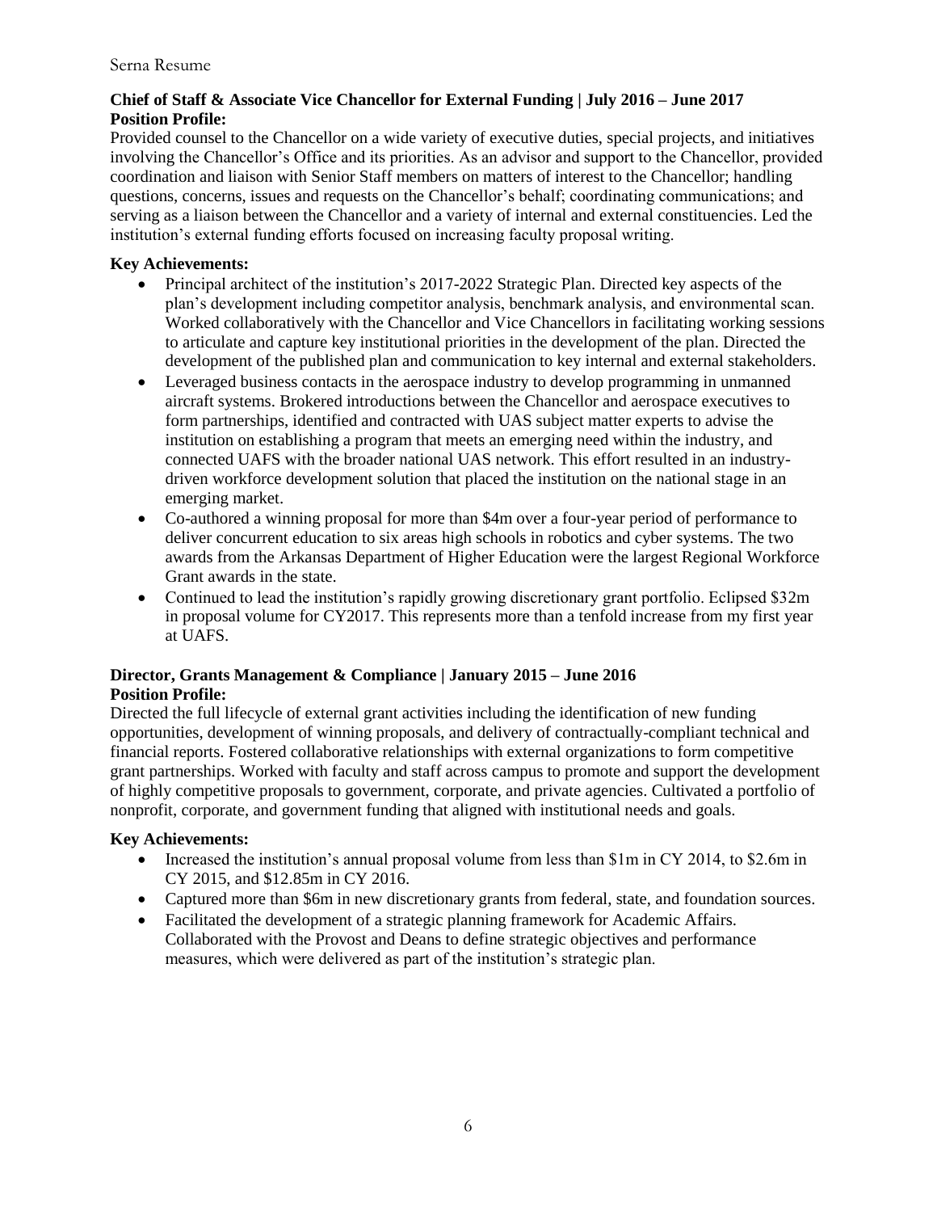**Chief of Staff & Associate Vice Chancellor for External Funding | July 2016 – June 2017**
**Position Profile:**
Provided counsel to the Chancellor on a wide variety of executive duties, special projects, and initiatives involving the Chancellor's Office and its priorities. As an advisor and support to the Chancellor, provided coordination and liaison with Senior Staff members on matters of interest to the Chancellor; handling questions, concerns, issues and requests on the Chancellor's behalf; coordinating communications; and serving as a liaison between the Chancellor and a variety of internal and external constituencies. Led the institution's external funding efforts focused on increasing faculty proposal writing.

**Key Achievements:**

- Principal architect of the institution's 2017-2022 Strategic Plan. Directed key aspects of the plan's development including competitor analysis, benchmark analysis, and environmental scan. Worked collaboratively with the Chancellor and Vice Chancellors in facilitating working sessions to articulate and capture key institutional priorities in the development of the plan. Directed the development of the published plan and communication to key internal and external stakeholders.
- Leveraged business contacts in the aerospace industry to develop programming in unmanned aircraft systems. Brokered introductions between the Chancellor and aerospace executives to form partnerships, identified and contracted with UAS subject matter experts to advise the institution on establishing a program that meets an emerging need within the industry, and connected UAFS with the broader national UAS network. This effort resulted in an industry-driven workforce development solution that placed the institution on the national stage in an emerging market.
- Co-authored a winning proposal for more than $4m over a four-year period of performance to deliver concurrent education to six areas high schools in robotics and cyber systems. The two awards from the Arkansas Department of Higher Education were the largest Regional Workforce Grant awards in the state.
- Continued to lead the institution's rapidly growing discretionary grant portfolio. Eclipsed $32m in proposal volume for CY2017. This represents more than a tenfold increase from my first year at UAFS.

**Director, Grants Management & Compliance | January 2015 – June 2016**
**Position Profile:**
Directed the full lifecycle of external grant activities including the identification of new funding opportunities, development of winning proposals, and delivery of contractually-compliant technical and financial reports. Fostered collaborative relationships with external organizations to form competitive grant partnerships. Worked with faculty and staff across campus to promote and support the development of highly competitive proposals to government, corporate, and private agencies. Cultivated a portfolio of nonprofit, corporate, and government funding that aligned with institutional needs and goals.

**Key Achievements:**

- Increased the institution's annual proposal volume from less than $1m in CY 2014, to $2.6m in CY 2015, and $12.85m in CY 2016.
- Captured more than $6m in new discretionary grants from federal, state, and foundation sources.
- Facilitated the development of a strategic planning framework for Academic Affairs. Collaborated with the Provost and Deans to define strategic objectives and performance measures, which were delivered as part of the institution's strategic plan.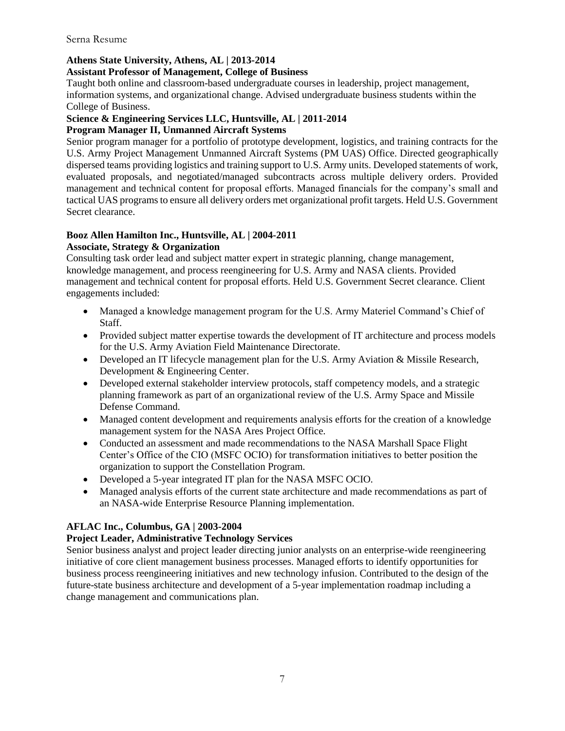**Athens State University, Athens, AL | 2013-2014**
**Assistant Professor of Management, College of Business**
Taught both online and classroom-based undergraduate courses in leadership, project management, information systems, and organizational change. Advised undergraduate business students within the College of Business.

**Science & Engineering Services LLC, Huntsville, AL | 2011-2014**
**Program Manager II, Unmanned Aircraft Systems**
Senior program manager for a portfolio of prototype development, logistics, and training contracts for the U.S. Army Project Management Unmanned Aircraft Systems (PM UAS) Office. Directed geographically dispersed teams providing logistics and training support to U.S. Army units. Developed statements of work, evaluated proposals, and negotiated/managed subcontracts across multiple delivery orders. Provided management and technical content for proposal efforts. Managed financials for the company's small and tactical UAS programs to ensure all delivery orders met organizational profit targets. Held U.S. Government Secret clearance.

**Booz Allen Hamilton Inc., Huntsville, AL | 2004-2011**
**Associate, Strategy & Organization**
Consulting task order lead and subject matter expert in strategic planning, change management, knowledge management, and process reengineering for U.S. Army and NASA clients. Provided management and technical content for proposal efforts. Held U.S. Government Secret clearance. Client engagements included:

- Managed a knowledge management program for the U.S. Army Materiel Command's Chief of Staff.
- Provided subject matter expertise towards the development of IT architecture and process models for the U.S. Army Aviation Field Maintenance Directorate.
- Developed an IT lifecycle management plan for the U.S. Army Aviation & Missile Research, Development & Engineering Center.
- Developed external stakeholder interview protocols, staff competency models, and a strategic planning framework as part of an organizational review of the U.S. Army Space and Missile Defense Command.
- Managed content development and requirements analysis efforts for the creation of a knowledge management system for the NASA Ares Project Office.
- Conducted an assessment and made recommendations to the NASA Marshall Space Flight Center's Office of the CIO (MSFC OCIO) for transformation initiatives to better position the organization to support the Constellation Program.
- Developed a 5-year integrated IT plan for the NASA MSFC OCIO.
- Managed analysis efforts of the current state architecture and made recommendations as part of an NASA-wide Enterprise Resource Planning implementation.

**AFLAC Inc., Columbus, GA | 2003-2004**
**Project Leader, Administrative Technology Services**
Senior business analyst and project leader directing junior analysts on an enterprise-wide reengineering initiative of core client management business processes. Managed efforts to identify opportunities for business process reengineering initiatives and new technology infusion. Contributed to the design of the future-state business architecture and development of a 5-year implementation roadmap including a change management and communications plan.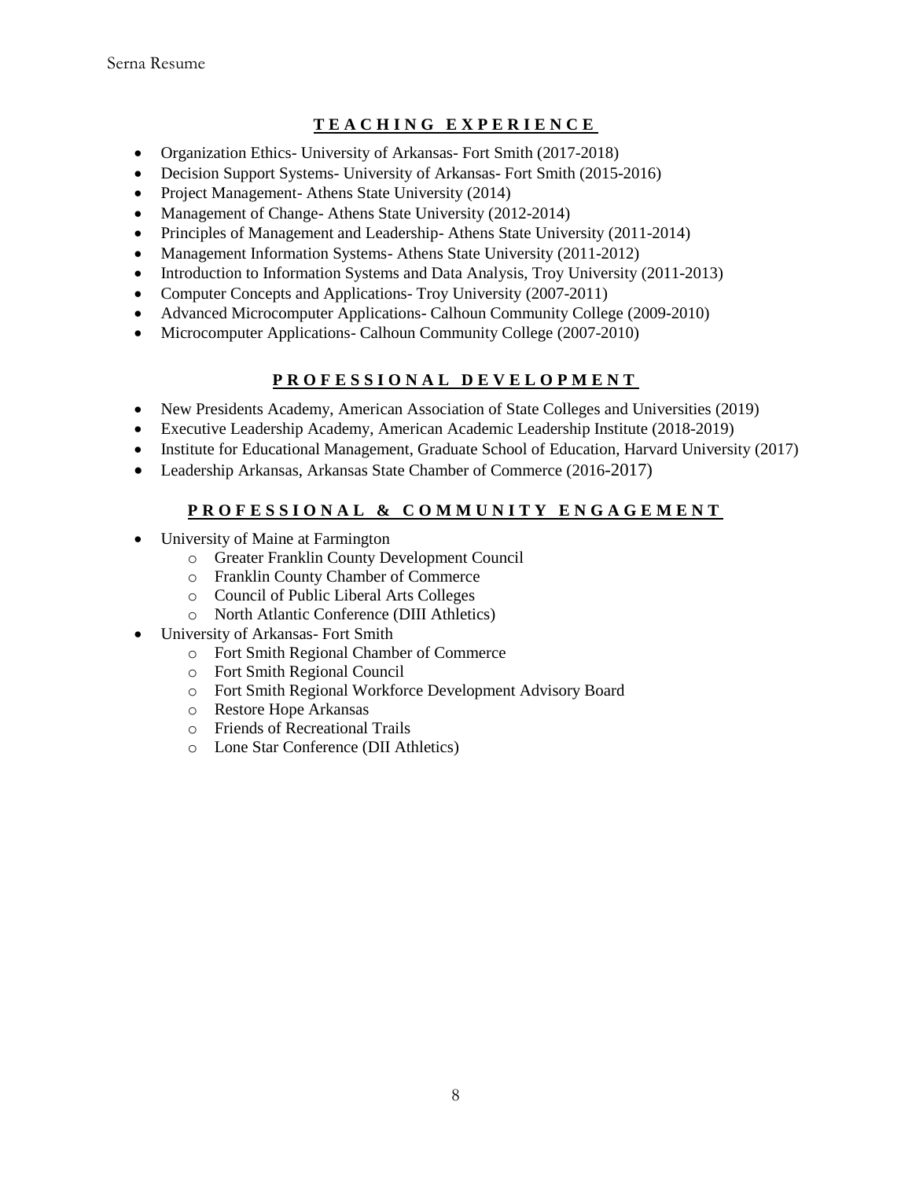## TEACHING EXPERIENCE

- Organization Ethics- University of Arkansas- Fort Smith (2017-2018)
- Decision Support Systems- University of Arkansas- Fort Smith (2015-2016)
- Project Management- Athens State University (2014)
- Management of Change- Athens State University (2012-2014)
- Principles of Management and Leadership- Athens State University (2011-2014)
- Management Information Systems- Athens State University (2011-2012)
- Introduction to Information Systems and Data Analysis, Troy University (2011-2013)
- Computer Concepts and Applications- Troy University (2007-2011)
- Advanced Microcomputer Applications- Calhoun Community College (2009-2010)
- Microcomputer Applications- Calhoun Community College (2007-2010)

## PROFESSIONAL DEVELOPMENT

- New Presidents Academy, American Association of State Colleges and Universities (2019)
- Executive Leadership Academy, American Academic Leadership Institute (2018-2019)
- Institute for Educational Management, Graduate School of Education, Harvard University (2017)
- Leadership Arkansas, Arkansas State Chamber of Commerce (2016-2017)

## PROFESSIONAL & COMMUNITY ENGAGEMENT

- University of Maine at Farmington
    - Greater Franklin County Development Council
    - Franklin County Chamber of Commerce
    - Council of Public Liberal Arts Colleges
    - North Atlantic Conference (DIII Athletics)
- University of Arkansas- Fort Smith
    - Fort Smith Regional Chamber of Commerce
    - Fort Smith Regional Council
    - Fort Smith Regional Workforce Development Advisory Board
    - Restore Hope Arkansas
    - Friends of Recreational Trails
    - Lone Star Conference (DII Athletics)